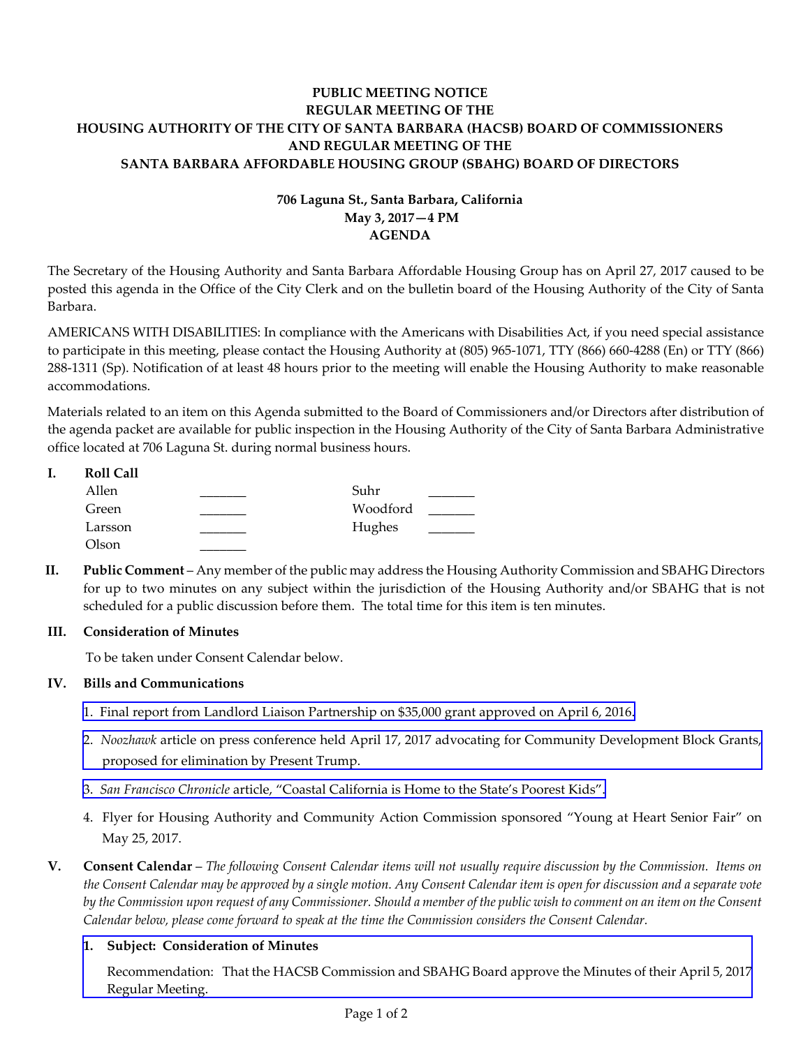**PUBLIC MEETING NOTICE**
**REGULAR MEETING OF THE**
**HOUSING AUTHORITY OF THE CITY OF SANTA BARBARA (HACSB) BOARD OF COMMISSIONERS**
**AND REGULAR MEETING OF THE**
**SANTA BARBARA AFFORDABLE HOUSING GROUP (SBAHG) BOARD OF DIRECTORS**

**706 Laguna St., Santa Barbara, California**
**May 3, 2017—4 PM**
**AGENDA**

The Secretary of the Housing Authority and Santa Barbara Affordable Housing Group has on April 27, 2017 caused to be posted this agenda in the Office of the City Clerk and on the bulletin board of the Housing Authority of the City of Santa Barbara.

AMERICANS WITH DISABILITIES: In compliance with the Americans with Disabilities Act, if you need special assistance to participate in this meeting, please contact the Housing Authority at (805) 965-1071, TTY (866) 660-4288 (En) or TTY (866) 288-1311 (Sp). Notification of at least 48 hours prior to the meeting will enable the Housing Authority to make reasonable accommodations.

Materials related to an item on this Agenda submitted to the Board of Commissioners and/or Directors after distribution of the agenda packet are available for public inspection in the Housing Authority of the City of Santa Barbara Administrative office located at 706 Laguna St. during normal business hours.

**I. Roll Call**

| | | | |
|---|---|---|---|
| Allen | _______ | Suhr | _______ |
| Green | _______ | Woodford | _______ |
| Larsson | _______ | Hughes | _______ |
| Olson | _______ | | |

**II. Public Comment** – Any member of the public may address the Housing Authority Commission and SBAHG Directors for up to two minutes on any subject within the jurisdiction of the Housing Authority and/or SBAHG that is not scheduled for a public discussion before them. The total time for this item is ten minutes.

**III. Consideration of Minutes**

To be taken under Consent Calendar below.

**IV. Bills and Communications**

1. Final report from Landlord Liaison Partnership on $35,000 grant approved on April 6, 2016.
2. *Noozhawk* article on press conference held April 17, 2017 advocating for Community Development Block Grants, proposed for elimination by Present Trump.
3. *San Francisco Chronicle* article, "Coastal California is Home to the State's Poorest Kids".
4. Flyer for Housing Authority and Community Action Commission sponsored "Young at Heart Senior Fair" on May 25, 2017.

**V. Consent Calendar** – *The following Consent Calendar items will not usually require discussion by the Commission. Items on the Consent Calendar may be approved by a single motion. Any Consent Calendar item is open for discussion and a separate vote by the Commission upon request of any Commissioner. Should a member of the public wish to comment on an item on the Consent Calendar below, please come forward to speak at the time the Commission considers the Consent Calendar.*

**1. Subject: Consideration of Minutes**

Recommendation: That the HACSB Commission and SBAHG Board approve the Minutes of their April 5, 2017 Regular Meeting.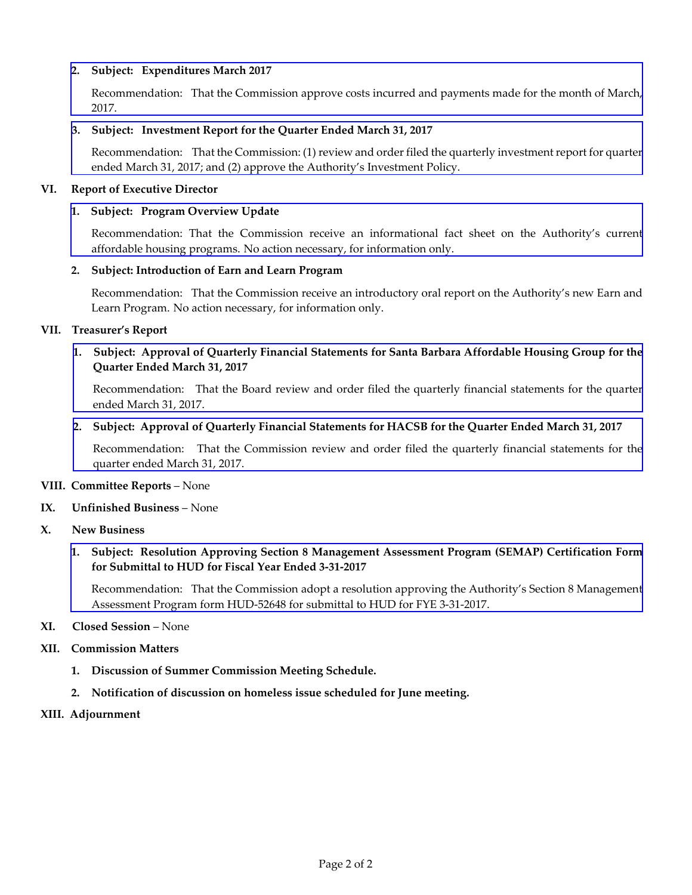2. **Subject: Expenditures March 2017**

   Recommendation: That the Commission approve costs incurred and payments made for the month of March, 2017.

3. **Subject: Investment Report for the Quarter Ended March 31, 2017**

   Recommendation: That the Commission: (1) review and order filed the quarterly investment report for quarter ended March 31, 2017; and (2) approve the Authority's Investment Policy.

**VI. Report of Executive Director**

1. **Subject: Program Overview Update**

   Recommendation: That the Commission receive an informational fact sheet on the Authority's current affordable housing programs. No action necessary, for information only.

2. **Subject: Introduction of Earn and Learn Program**

   Recommendation: That the Commission receive an introductory oral report on the Authority's new Earn and Learn Program. No action necessary, for information only.

**VII. Treasurer's Report**

1. **Subject: Approval of Quarterly Financial Statements for Santa Barbara Affordable Housing Group for the Quarter Ended March 31, 2017**

   Recommendation: That the Board review and order filed the quarterly financial statements for the quarter ended March 31, 2017.

2. **Subject: Approval of Quarterly Financial Statements for HACSB for the Quarter Ended March 31, 2017**

   Recommendation: That the Commission review and order filed the quarterly financial statements for the quarter ended March 31, 2017.

**VIII. Committee Reports** – None

**IX. Unfinished Business** – None

**X. New Business**

1. **Subject: Resolution Approving Section 8 Management Assessment Program (SEMAP) Certification Form for Submittal to HUD for Fiscal Year Ended 3-31-2017**

   Recommendation: That the Commission adopt a resolution approving the Authority's Section 8 Management Assessment Program form HUD-52648 for submittal to HUD for FYE 3-31-2017.

**XI. Closed Session** – None

**XII. Commission Matters**

1. **Discussion of Summer Commission Meeting Schedule.**

2. **Notification of discussion on homeless issue scheduled for June meeting.**

**XIII. Adjournment**